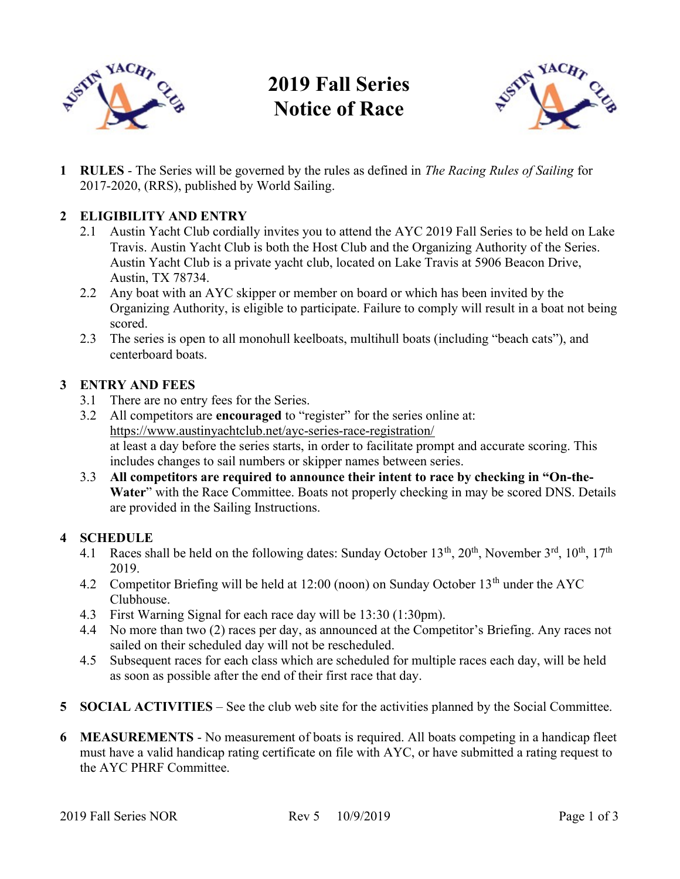# 2019 Fall Series
# Notice of Race

1. **RULES** - The Series will be governed by the rules as defined in *The Racing Rules of Sailing* for 2017-2020, (RRS), published by World Sailing.

2. **ELIGIBILITY AND ENTRY**
   - 2.1 Austin Yacht Club cordially invites you to attend the AYC 2019 Fall Series to be held on Lake Travis. Austin Yacht Club is both the Host Club and the Organizing Authority of the Series. Austin Yacht Club is a private yacht club, located on Lake Travis at 5906 Beacon Drive, Austin, TX 78734.
   - 2.2 Any boat with an AYC skipper or member on board or which has been invited by the Organizing Authority, is eligible to participate. Failure to comply will result in a boat not being scored.
   - 2.3 The series is open to all monohull keelboats, multihull boats (including "beach cats"), and centerboard boats.

3. **ENTRY AND FEES**
   - 3.1 There are no entry fees for the Series.
   - 3.2 All competitors are **encouraged** to "register" for the series online at: https://www.austinyachtclub.net/ayc-series-race-registration/ at least a day before the series starts, in order to facilitate prompt and accurate scoring. This includes changes to sail numbers or skipper names between series.
   - 3.3 **All competitors are required to announce their intent to race by checking in "On-the-Water**" with the Race Committee. Boats not properly checking in may be scored DNS. Details are provided in the Sailing Instructions.

4. **SCHEDULE**
   - 4.1 Races shall be held on the following dates: Sunday October 13th, 20th, November 3rd, 10th, 17th 2019.
   - 4.2 Competitor Briefing will be held at 12:00 (noon) on Sunday October 13th under the AYC Clubhouse.
   - 4.3 First Warning Signal for each race day will be 13:30 (1:30pm).
   - 4.4 No more than two (2) races per day, as announced at the Competitor's Briefing. Any races not sailed on their scheduled day will not be rescheduled.
   - 4.5 Subsequent races for each class which are scheduled for multiple races each day, will be held as soon as possible after the end of their first race that day.

5. **SOCIAL ACTIVITIES** – See the club web site for the activities planned by the Social Committee.

6. **MEASUREMENTS** - No measurement of boats is required. All boats competing in a handicap fleet must have a valid handicap rating certificate on file with AYC, or have submitted a rating request to the AYC PHRF Committee.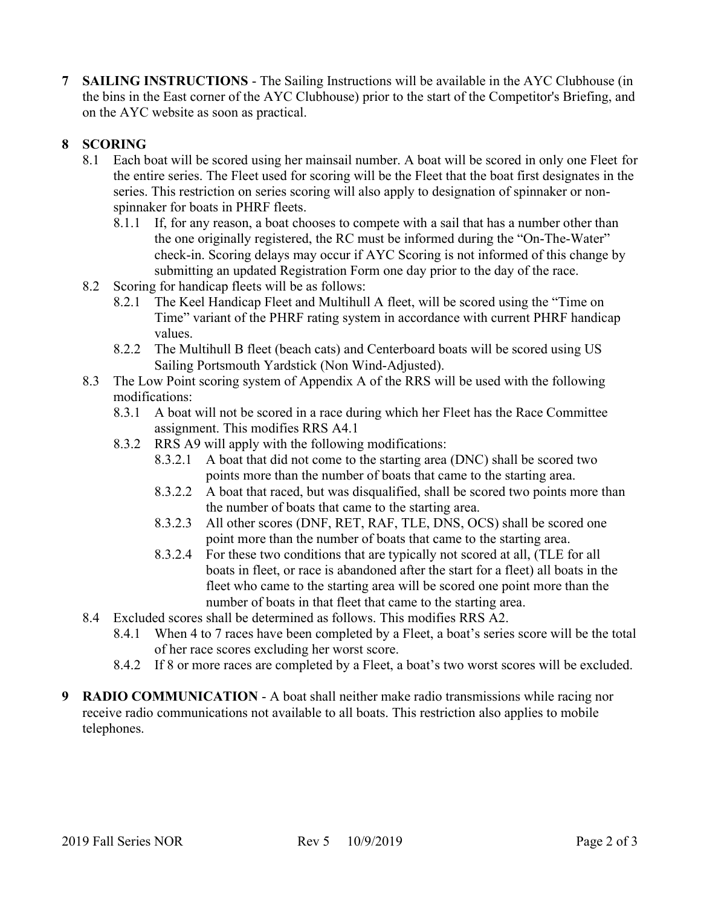**7 SAILING INSTRUCTIONS** - The Sailing Instructions will be available in the AYC Clubhouse (in the bins in the East corner of the AYC Clubhouse) prior to the start of the Competitor's Briefing, and on the AYC website as soon as practical.

**8 SCORING**

8.1 Each boat will be scored using her mainsail number. A boat will be scored in only one Fleet for the entire series. The Fleet used for scoring will be the Fleet that the boat first designates in the series. This restriction on series scoring will also apply to designation of spinnaker or non-spinnaker for boats in PHRF fleets.

8.1.1 If, for any reason, a boat chooses to compete with a sail that has a number other than the one originally registered, the RC must be informed during the "On-The-Water" check-in. Scoring delays may occur if AYC Scoring is not informed of this change by submitting an updated Registration Form one day prior to the day of the race.

8.2 Scoring for handicap fleets will be as follows:

8.2.1 The Keel Handicap Fleet and Multihull A fleet, will be scored using the "Time on Time" variant of the PHRF rating system in accordance with current PHRF handicap values.

8.2.2 The Multihull B fleet (beach cats) and Centerboard boats will be scored using US Sailing Portsmouth Yardstick (Non Wind-Adjusted).

8.3 The Low Point scoring system of Appendix A of the RRS will be used with the following modifications:

8.3.1 A boat will not be scored in a race during which her Fleet has the Race Committee assignment. This modifies RRS A4.1

8.3.2 RRS A9 will apply with the following modifications:

8.3.2.1 A boat that did not come to the starting area (DNC) shall be scored two points more than the number of boats that came to the starting area.

8.3.2.2 A boat that raced, but was disqualified, shall be scored two points more than the number of boats that came to the starting area.

8.3.2.3 All other scores (DNF, RET, RAF, TLE, DNS, OCS) shall be scored one point more than the number of boats that came to the starting area.

8.3.2.4 For these two conditions that are typically not scored at all, (TLE for all boats in fleet, or race is abandoned after the start for a fleet) all boats in the fleet who came to the starting area will be scored one point more than the number of boats in that fleet that came to the starting area.

8.4 Excluded scores shall be determined as follows. This modifies RRS A2.

8.4.1 When 4 to 7 races have been completed by a Fleet, a boat's series score will be the total of her race scores excluding her worst score.

8.4.2 If 8 or more races are completed by a Fleet, a boat's two worst scores will be excluded.

**9 RADIO COMMUNICATION** - A boat shall neither make radio transmissions while racing nor receive radio communications not available to all boats. This restriction also applies to mobile telephones.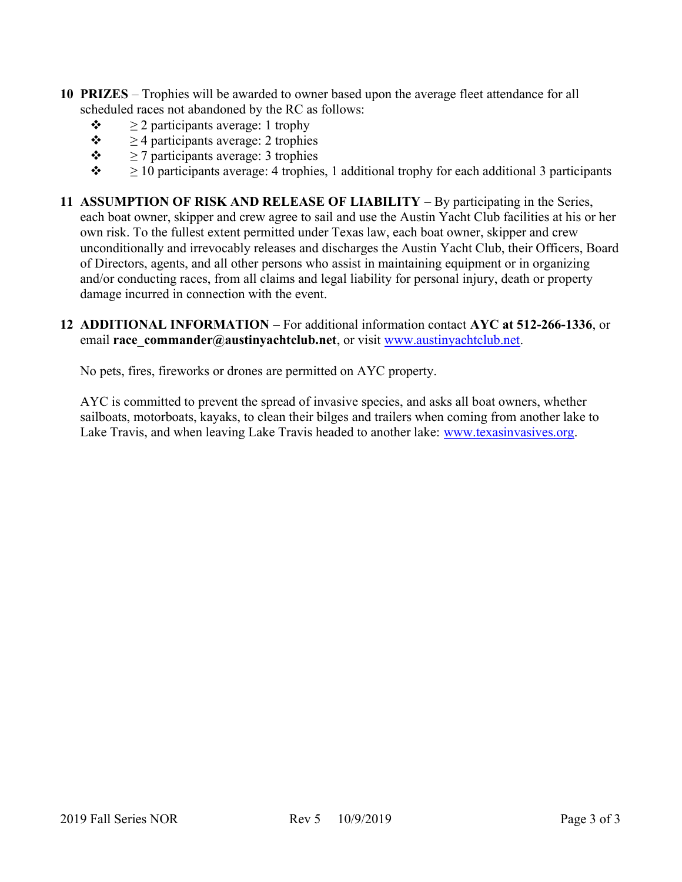**10 PRIZES** – Trophies will be awarded to owner based upon the average fleet attendance for all scheduled races not abandoned by the RC as follows:

- ≥ 2 participants average: 1 trophy
- ≥ 4 participants average: 2 trophies
- ≥ 7 participants average: 3 trophies
- ≥ 10 participants average: 4 trophies, 1 additional trophy for each additional 3 participants

**11 ASSUMPTION OF RISK AND RELEASE OF LIABILITY** – By participating in the Series, each boat owner, skipper and crew agree to sail and use the Austin Yacht Club facilities at his or her own risk. To the fullest extent permitted under Texas law, each boat owner, skipper and crew unconditionally and irrevocably releases and discharges the Austin Yacht Club, their Officers, Board of Directors, agents, and all other persons who assist in maintaining equipment or in organizing and/or conducting races, from all claims and legal liability for personal injury, death or property damage incurred in connection with the event.

**12 ADDITIONAL INFORMATION** – For additional information contact **AYC at 512-266-1336**, or email **race_commander@austinyachtclub.net**, or visit [www.austinyachtclub.net](www.austinyachtclub.net).

No pets, fires, fireworks or drones are permitted on AYC property.

AYC is committed to prevent the spread of invasive species, and asks all boat owners, whether sailboats, motorboats, kayaks, to clean their bilges and trailers when coming from another lake to Lake Travis, and when leaving Lake Travis headed to another lake: [www.texasinvasives.org](www.texasinvasives.org).